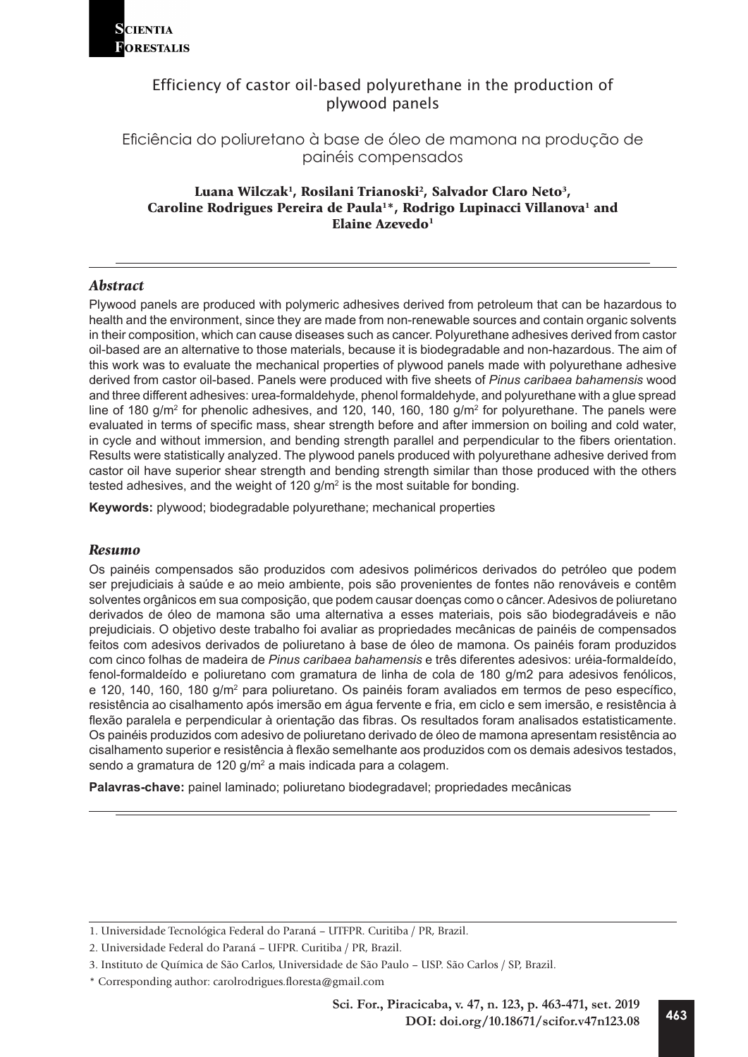# Efficiency of castor oil-based polyurethane in the production of plywood panels

## Eficiência do poliuretano à base de óleo de mamona na produção de painéis compensados

**Luana Wilczak[1], Rosilani Trianoski[2], Salvador Claro Neto[3], Caroline Rodrigues Pereira de Paula[1*], Rodrigo Lupinacci Villanova[1] and Elaine Azevedo[1]**

### *Abstract*

Plywood panels are produced with polymeric adhesives derived from petroleum that can be hazardous to health and the environment, since they are made from non-renewable sources and contain organic solvents in their composition, which can cause diseases such as cancer. Polyurethane adhesives derived from castor oil-based are an alternative to those materials, because it is biodegradable and non-hazardous. The aim of this work was to evaluate the mechanical properties of plywood panels made with polyurethane adhesive derived from castor oil-based. Panels were produced with five sheets of *Pinus caribaea bahamensis* wood and three different adhesives: urea-formaldehyde, phenol formaldehyde, and polyurethane with a glue spread line of 180 g/m$^2$ for phenolic adhesives, and 120, 140, 160, 180 g/m$^2$ for polyurethane. The panels were evaluated in terms of specific mass, shear strength before and after immersion on boiling and cold water, in cycle and without immersion, and bending strength parallel and perpendicular to the fibers orientation. Results were statistically analyzed. The plywood panels produced with polyurethane adhesive derived from castor oil have superior shear strength and bending strength similar than those produced with the others tested adhesives, and the weight of 120 g/m$^2$ is the most suitable for bonding.

**Keywords:** plywood; biodegradable polyurethane; mechanical properties

### *Resumo*

Os painéis compensados são produzidos com adesivos poliméricos derivados do petróleo que podem ser prejudiciais à saúde e ao meio ambiente, pois são provenientes de fontes não renováveis e contêm solventes orgânicos em sua composição, que podem causar doenças como o câncer. Adesivos de poliuretano derivados de óleo de mamona são uma alternativa a esses materiais, pois são biodegradáveis e não prejudiciais. O objetivo deste trabalho foi avaliar as propriedades mecânicas de painéis de compensados feitos com adesivos derivados de poliuretano à base de óleo de mamona. Os painéis foram produzidos com cinco folhas de madeira de *Pinus caribaea bahamensis* e três diferentes adesivos: uréia-formaldeído, fenol-formaldeído e poliuretano com gramatura de linha de cola de 180 g/m2 para adesivos fenólicos, e 120, 140, 160, 180 g/m$^2$ para poliuretano. Os painéis foram avaliados em termos de peso específico, resistência ao cisalhamento após imersão em água fervente e fria, em ciclo e sem imersão, e resistência à flexão paralela e perpendicular à orientação das fibras. Os resultados foram analisados estatisticamente. Os painéis produzidos com adesivo de poliuretano derivado de óleo de mamona apresentam resistência ao cisalhamento superior e resistência à flexão semelhante aos produzidos com os demais adesivos testados, sendo a gramatura de 120 g/m$^2$ a mais indicada para a colagem.

**Palavras-chave:** painel laminado; poliuretano biodegradavel; propriedades mecânicas

---

1. Universidade Tecnológica Federal do Paraná – UTFPR. Curitiba / PR, Brazil.
2. Universidade Federal do Paraná – UFPR. Curitiba / PR, Brazil.
3. Instituto de Química de São Carlos, Universidade de São Paulo – USP. São Carlos / SP, Brazil.

\* Corresponding author: carolrodrigues.floresta@gmail.com

DOI: doi.org/10.18671/scifor.v47n123.08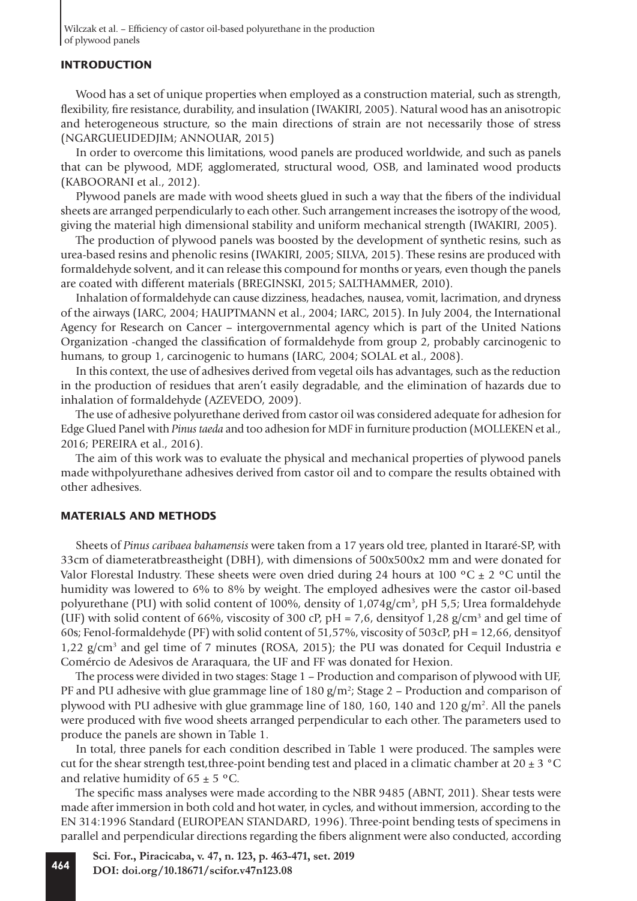## INTRODUCTION

Wood has a set of unique properties when employed as a construction material, such as strength, flexibility, fire resistance, durability, and insulation (IWAKIRI, 2005). Natural wood has an anisotropic and heterogeneous structure, so the main directions of strain are not necessarily those of stress (NGARGUEUDEDJIM; ANNOUAR, 2015)

In order to overcome this limitations, wood panels are produced worldwide, and such as panels that can be plywood, MDF, agglomerated, structural wood, OSB, and laminated wood products (KABOORANI et al., 2012).

Plywood panels are made with wood sheets glued in such a way that the fibers of the individual sheets are arranged perpendicularly to each other. Such arrangement increases the isotropy of the wood, giving the material high dimensional stability and uniform mechanical strength (IWAKIRI, 2005).

The production of plywood panels was boosted by the development of synthetic resins, such as urea-based resins and phenolic resins (IWAKIRI, 2005; SILVA, 2015). These resins are produced with formaldehyde solvent, and it can release this compound for months or years, even though the panels are coated with different materials (BREGINSKI, 2015; SALTHAMMER, 2010).

Inhalation of formaldehyde can cause dizziness, headaches, nausea, vomit, lacrimation, and dryness of the airways (IARC, 2004; HAUPTMANN et al., 2004; IARC, 2015). In July 2004, the International Agency for Research on Cancer – intergovernmental agency which is part of the United Nations Organization -changed the classification of formaldehyde from group 2, probably carcinogenic to humans, to group 1, carcinogenic to humans (IARC, 2004; SOLAL et al., 2008).

In this context, the use of adhesives derived from vegetal oils has advantages, such as the reduction in the production of residues that aren't easily degradable, and the elimination of hazards due to inhalation of formaldehyde (AZEVEDO, 2009).

The use of adhesive polyurethane derived from castor oil was considered adequate for adhesion for Edge Glued Panel with *Pinus taeda* and too adhesion for MDF in furniture production (MOLLEKEN et al., 2016; PEREIRA et al., 2016).

The aim of this work was to evaluate the physical and mechanical properties of plywood panels made withpolyurethane adhesives derived from castor oil and to compare the results obtained with other adhesives.

## MATERIALS AND METHODS

Sheets of *Pinus caribaea bahamensis* were taken from a 17 years old tree, planted in Itararé-SP, with 33cm of diameteratbreastheight (DBH), with dimensions of 500x500x2 mm and were donated for Valor Florestal Industry. These sheets were oven dried during 24 hours at 100 °C ± 2 °C until the humidity was lowered to 6% to 8% by weight. The employed adhesives were the castor oil-based polyurethane (PU) with solid content of 100%, density of 1,074g/cm$^3$, pH 5,5; Urea formaldehyde (UF) with solid content of 66%, viscosity of 300 cP, pH = 7,6, densityof 1,28 g/cm$^3$ and gel time of 60s; Fenol-formaldehyde (PF) with solid content of 51,57%, viscosity of 503cP, pH = 12,66, densityof 1,22 g/cm$^3$ and gel time of 7 minutes (ROSA, 2015); the PU was donated for Cequil Industria e Comércio de Adesivos de Araraquara, the UF and FF was donated for Hexion.

The process were divided in two stages: Stage 1 – Production and comparison of plywood with UF, PF and PU adhesive with glue grammage line of 180 g/m$^2$; Stage 2 – Production and comparison of plywood with PU adhesive with glue grammage line of 180, 160, 140 and 120 g/m$^2$. All the panels were produced with five wood sheets arranged perpendicular to each other. The parameters used to produce the panels are shown in Table 1.

In total, three panels for each condition described in Table 1 were produced. The samples were cut for the shear strength test,three-point bending test and placed in a climatic chamber at 20 ± 3 °C and relative humidity of 65 ± 5 °C.

The specific mass analyses were made according to the NBR 9485 (ABNT, 2011). Shear tests were made after immersion in both cold and hot water, in cycles, and without immersion, according to the EN 314:1996 Standard (EUROPEAN STANDARD, 1996). Three-point bending tests of specimens in parallel and perpendicular directions regarding the fibers alignment were also conducted, according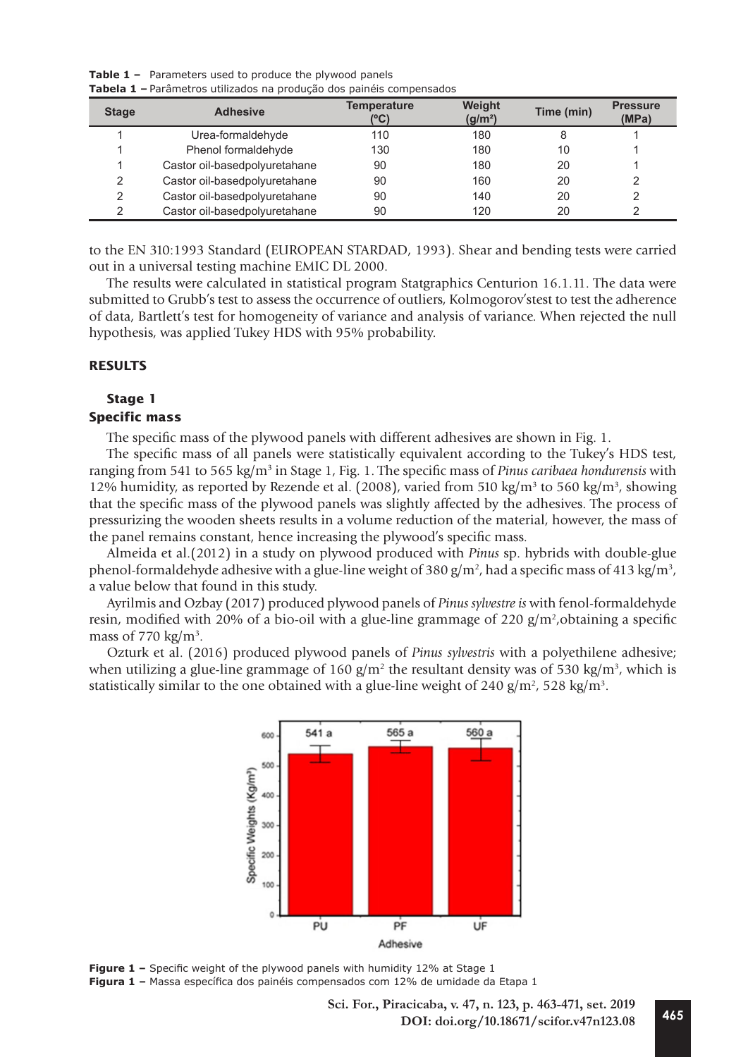**Table 1 –** Parameters used to produce the plywood panels
**Tabela 1 –** Parâmetros utilizados na produção dos painéis compensados

| Stage | Adhesive | Temperature (ºC) | Weight (g/m²) | Time (min) | Pressure (MPa) |
|---|---|---|---|---|---|
| 1 | Urea-formaldehyde | 110 | 180 | 8 | 1 |
| 1 | Phenol formaldehyde | 130 | 180 | 10 | 1 |
| 1 | Castor oil-basedpolyuretahane | 90 | 180 | 20 | 1 |
| 2 | Castor oil-basedpolyuretahane | 90 | 160 | 20 | 2 |
| 2 | Castor oil-basedpolyuretahane | 90 | 140 | 20 | 2 |
| 2 | Castor oil-basedpolyuretahane | 90 | 120 | 20 | 2 |

to the EN 310:1993 Standard (EUROPEAN STARDAD, 1993). Shear and bending tests were carried out in a universal testing machine EMIC DL 2000.

The results were calculated in statistical program Statgraphics Centurion 16.1.11. The data were submitted to Grubb's test to assess the occurrence of outliers, Kolmogorov'stest to test the adherence of data, Bartlett's test for homogeneity of variance and analysis of variance. When rejected the null hypothesis, was applied Tukey HDS with 95% probability.

## RESULTS

### Stage 1

### Specific mass

The specific mass of the plywood panels with different adhesives are shown in Fig. 1.

The specific mass of all panels were statistically equivalent according to the Tukey's HDS test, ranging from 541 to 565 kg/m³ in Stage 1, Fig. 1. The specific mass of *Pinus caribaea hondurensis* with 12% humidity, as reported by Rezende et al. (2008), varied from 510 kg/m³ to 560 kg/m³, showing that the specific mass of the plywood panels was slightly affected by the adhesives. The process of pressurizing the wooden sheets results in a volume reduction of the material, however, the mass of the panel remains constant, hence increasing the plywood's specific mass.

Almeida et al.(2012) in a study on plywood produced with *Pinus* sp. hybrids with double-glue phenol-formaldehyde adhesive with a glue-line weight of 380 g/m², had a specific mass of 413 kg/m³, a value below that found in this study.

Ayrilmis and Ozbay (2017) produced plywood panels of *Pinus sylvestre is* with fenol-formaldehyde resin, modified with 20% of a bio-oil with a glue-line grammage of 220 g/m²,obtaining a specific mass of 770 kg/m³.

Ozturk et al. (2016) produced plywood panels of *Pinus sylvestris* with a polyethilene adhesive; when utilizing a glue-line grammage of 160 g/m² the resultant density was of 530 kg/m³, which is statistically similar to the one obtained with a glue-line weight of 240 g/m², 528 kg/m³.

**Figure 1 –** Specific weight of the plywood panels with humidity 12% at Stage 1
**Figura 1 –** Massa específica dos painéis compensados com 12% de umidade da Etapa 1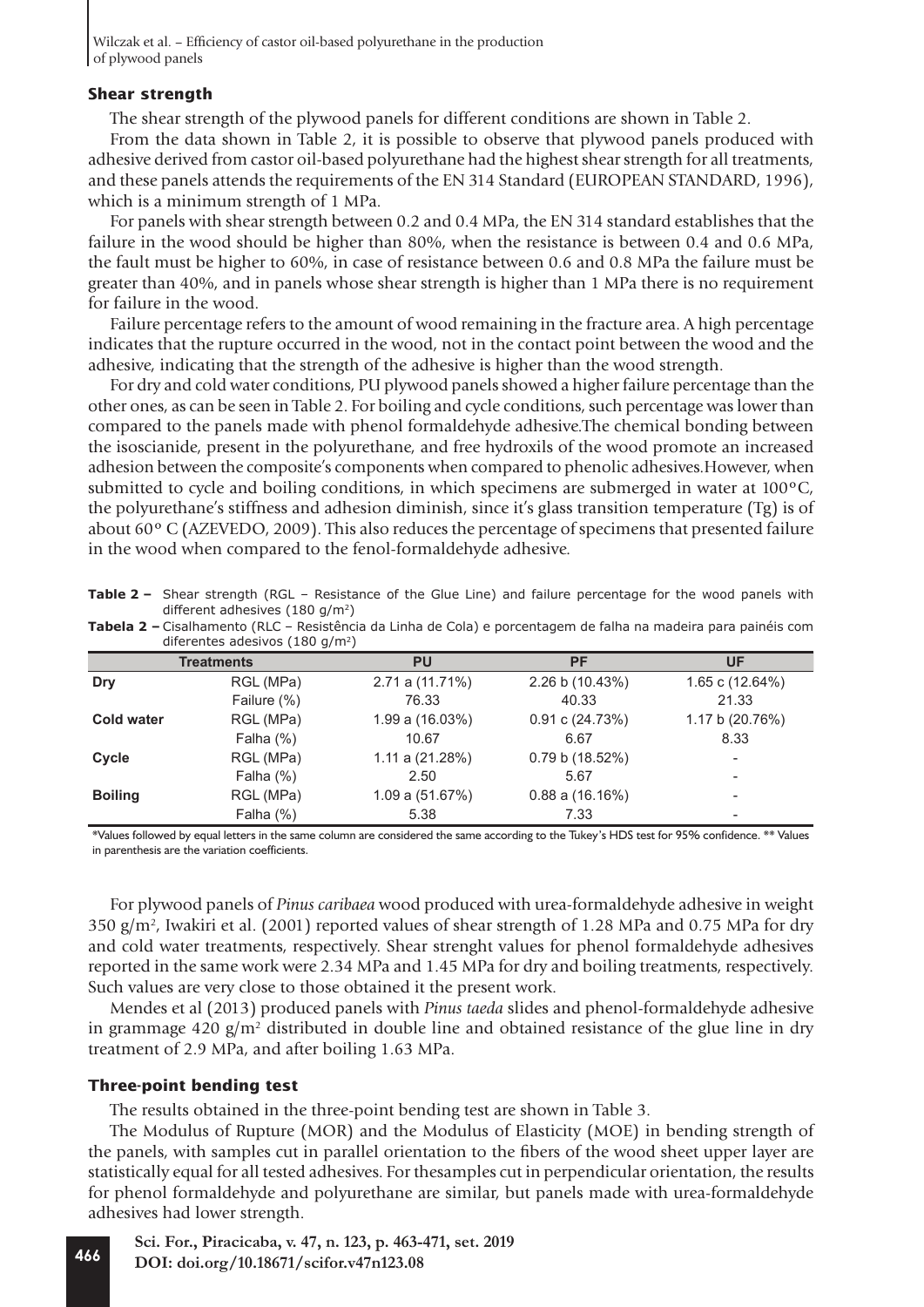### Shear strength

The shear strength of the plywood panels for different conditions are shown in Table 2.

From the data shown in Table 2, it is possible to observe that plywood panels produced with adhesive derived from castor oil-based polyurethane had the highest shear strength for all treatments, and these panels attends the requirements of the EN 314 Standard (EUROPEAN STANDARD, 1996), which is a minimum strength of 1 MPa.

For panels with shear strength between 0.2 and 0.4 MPa, the EN 314 standard establishes that the failure in the wood should be higher than 80%, when the resistance is between 0.4 and 0.6 MPa, the fault must be higher to 60%, in case of resistance between 0.6 and 0.8 MPa the failure must be greater than 40%, and in panels whose shear strength is higher than 1 MPa there is no requirement for failure in the wood.

Failure percentage refers to the amount of wood remaining in the fracture area. A high percentage indicates that the rupture occurred in the wood, not in the contact point between the wood and the adhesive, indicating that the strength of the adhesive is higher than the wood strength.

For dry and cold water conditions, PU plywood panels showed a higher failure percentage than the other ones, as can be seen in Table 2. For boiling and cycle conditions, such percentage was lower than compared to the panels made with phenol formaldehyde adhesive.The chemical bonding between the isoscianide, present in the polyurethane, and free hydroxils of the wood promote an increased adhesion between the composite's components when compared to phenolic adhesives.However, when submitted to cycle and boiling conditions, in which specimens are submerged in water at 100°C, the polyurethane's stiffness and adhesion diminish, since it's glass transition temperature (Tg) is of about 60° C (AZEVEDO, 2009). This also reduces the percentage of specimens that presented failure in the wood when compared to the fenol-formaldehyde adhesive.

**Table 2 –** Shear strength (RGL – Resistance of the Glue Line) and failure percentage for the wood panels with different adhesives (180 g/m²)

**Tabela 2 –** Cisalhamento (RLC – Resistência da Linha de Cola) e porcentagem de falha na madeira para painéis com diferentes adesivos (180 g/m²)

| Treatments | | PU | PF | UF |
|---|---|---|---|---|
| **Dry** | RGL (MPa) | 2.71 a (11.71%) | 2.26 b (10.43%) | 1.65 c (12.64%) |
| | Failure (%) | 76.33 | 40.33 | 21.33 |
| **Cold water** | RGL (MPa) | 1.99 a (16.03%) | 0.91 c (24.73%) | 1.17 b (20.76%) |
| | Falha (%) | 10.67 | 6.67 | 8.33 |
| **Cycle** | RGL (MPa) | 1.11 a (21.28%) | 0.79 b (18.52%) | - |
| | Falha (%) | 2.50 | 5.67 | - |
| **Boiling** | RGL (MPa) | 1.09 a (51.67%) | 0.88 a (16.16%) | - |
| | Falha (%) | 5.38 | 7.33 | - |

*Values followed by equal letters in the same column are considered the same according to the Tukey's HDS test for 95% confidence. ** Values in parenthesis are the variation coefficients.

For plywood panels of *Pinus caribaea* wood produced with urea-formaldehyde adhesive in weight 350 g/m², Iwakiri et al. (2001) reported values of shear strength of 1.28 MPa and 0.75 MPa for dry and cold water treatments, respectively. Shear strenght values for phenol formaldehyde adhesives reported in the same work were 2.34 MPa and 1.45 MPa for dry and boiling treatments, respectively. Such values are very close to those obtained it the present work.

Mendes et al (2013) produced panels with *Pinus taeda* slides and phenol-formaldehyde adhesive in grammage 420 g/m² distributed in double line and obtained resistance of the glue line in dry treatment of 2.9 MPa, and after boiling 1.63 MPa.

### Three-point bending test

The results obtained in the three-point bending test are shown in Table 3.

The Modulus of Rupture (MOR) and the Modulus of Elasticity (MOE) in bending strength of the panels, with samples cut in parallel orientation to the fibers of the wood sheet upper layer are statistically equal for all tested adhesives. For thesamples cut in perpendicular orientation, the results for phenol formaldehyde and polyurethane are similar, but panels made with urea-formaldehyde adhesives had lower strength.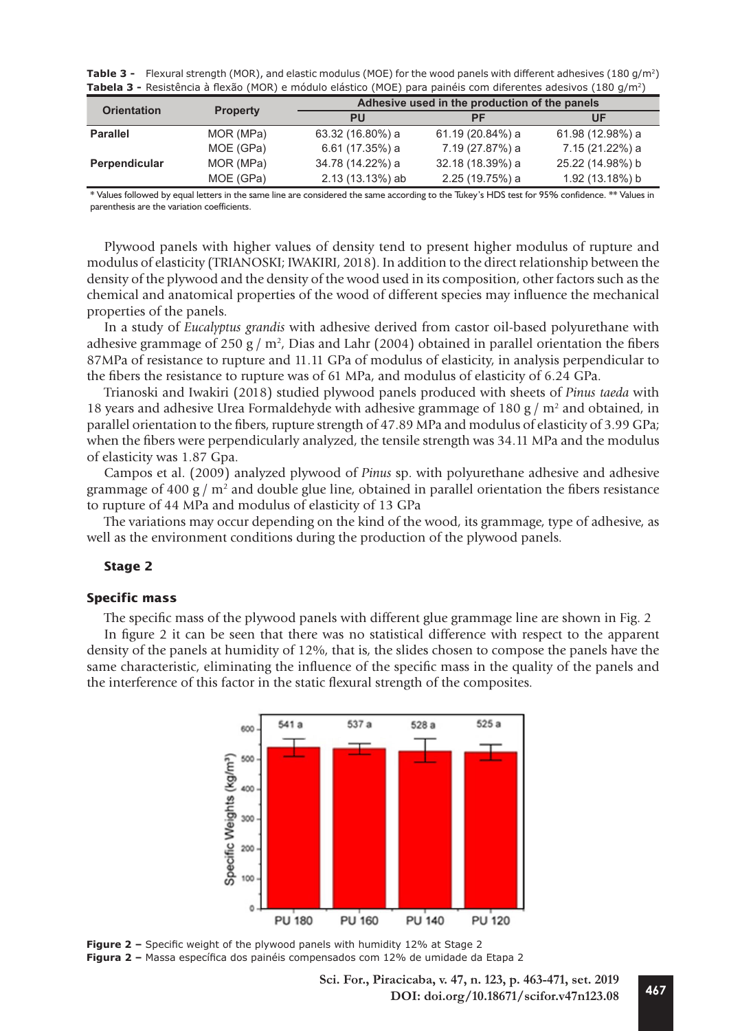**Table 3 -** Flexural strength (MOR), and elastic modulus (MOE) for the wood panels with different adhesives (180 g/m$^2$)
**Tabela 3 -** Resistência à flexão (MOR) e módulo elástico (MOE) para painéis com diferentes adesivos (180 g/m$^2$)

| Orientation | Property | Adhesive used in the production of the panels | | |
|---|---|---|---|---|
| | | PU | PF | UF |
| **Parallel** | MOR (MPa) | 63.32 (16.80%) a | 61.19 (20.84%) a | 61.98 (12.98%) a |
| | MOE (GPa) | 6.61 (17.35%) a | 7.19 (27.87%) a | 7.15 (21.22%) a |
| **Perpendicular** | MOR (MPa) | 34.78 (14.22%) a | 32.18 (18.39%) a | 25.22 (14.98%) b |
| | MOE (GPa) | 2.13 (13.13%) ab | 2.25 (19.75%) a | 1.92 (13.18%) b |

* Values followed by equal letters in the same line are considered the same according to the Tukey's HDS test for 95% confidence. ** Values in parenthesis are the variation coefficients.

Plywood panels with higher values of density tend to present higher modulus of rupture and modulus of elasticity (TRIANOSKI; IWAKIRI, 2018). In addition to the direct relationship between the density of the plywood and the density of the wood used in its composition, other factors such as the chemical and anatomical properties of the wood of different species may influence the mechanical properties of the panels.

In a study of *Eucalyptus grandis* with adhesive derived from castor oil-based polyurethane with adhesive grammage of 250 g / m$^2$, Dias and Lahr (2004) obtained in parallel orientation the fibers 87MPa of resistance to rupture and 11.11 GPa of modulus of elasticity, in analysis perpendicular to the fibers the resistance to rupture was of 61 MPa, and modulus of elasticity of 6.24 GPa.

Trianoski and Iwakiri (2018) studied plywood panels produced with sheets of *Pinus taeda* with 18 years and adhesive Urea Formaldehyde with adhesive grammage of 180 g / m$^2$ and obtained, in parallel orientation to the fibers, rupture strength of 47.89 MPa and modulus of elasticity of 3.99 GPa; when the fibers were perpendicularly analyzed, the tensile strength was 34.11 MPa and the modulus of elasticity was 1.87 Gpa.

Campos et al. (2009) analyzed plywood of *Pinus* sp. with polyurethane adhesive and adhesive grammage of 400 g / m$^2$ and double glue line, obtained in parallel orientation the fibers resistance to rupture of 44 MPa and modulus of elasticity of 13 GPa

The variations may occur depending on the kind of the wood, its grammage, type of adhesive, as well as the environment conditions during the production of the plywood panels.

### Stage 2

### Specific mass

The specific mass of the plywood panels with different glue grammage line are shown in Fig. 2

In figure 2 it can be seen that there was no statistical difference with respect to the apparent density of the panels at humidity of 12%, that is, the slides chosen to compose the panels have the same characteristic, eliminating the influence of the specific mass in the quality of the panels and the interference of this factor in the static flexural strength of the composites.

**Figure 2 –** Specific weight of the plywood panels with humidity 12% at Stage 2
**Figura 2 –** Massa específica dos painéis compensados com 12% de umidade da Etapa 2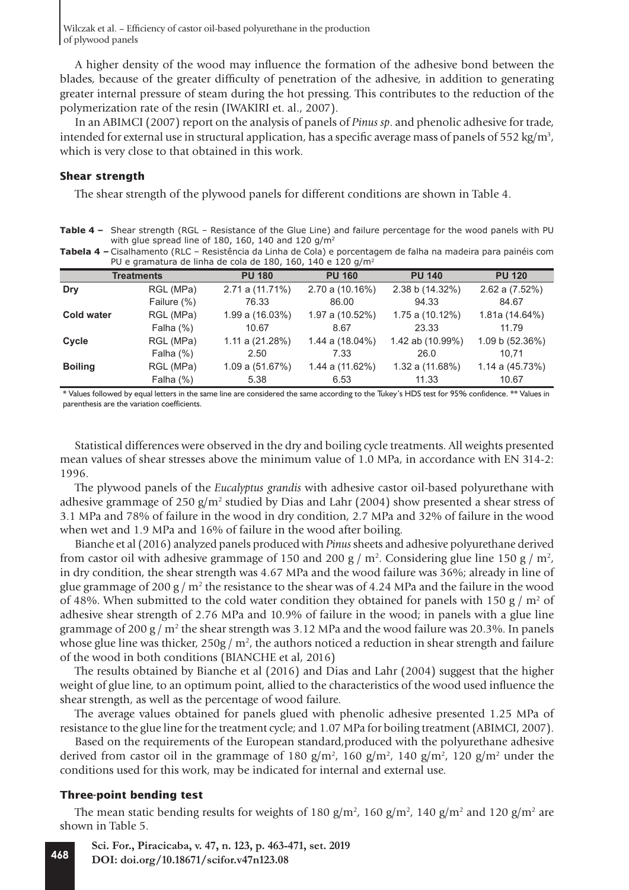A higher density of the wood may influence the formation of the adhesive bond between the blades, because of the greater difficulty of penetration of the adhesive, in addition to generating greater internal pressure of steam during the hot pressing. This contributes to the reduction of the polymerization rate of the resin (IWAKIRI et. al., 2007).

In an ABIMCI (2007) report on the analysis of panels of *Pinus sp*. and phenolic adhesive for trade, intended for external use in structural application, has a specific average mass of panels of 552 kg/m³, which is very close to that obtained in this work.

### Shear strength

The shear strength of the plywood panels for different conditions are shown in Table 4.

**Table 4 –** Shear strength (RGL – Resistance of the Glue Line) and failure percentage for the wood panels with PU with glue spread line of 180, 160, 140 and 120 g/m²

**Tabela 4 –** Cisalhamento (RLC – Resistência da Linha de Cola) e porcentagem de falha na madeira para painéis com PU e gramatura de linha de cola de 180, 160, 140 e 120 g/m²

| Treatments | | PU 180 | PU 160 | PU 140 | PU 120 |
|---|---|---|---|---|---|
| **Dry** | RGL (MPa) | 2.71 a (11.71%) | 2.70 a (10.16%) | 2.38 b (14.32%) | 2.62 a (7.52%) |
| | Failure (%) | 76.33 | 86.00 | 94.33 | 84.67 |
| **Cold water** | RGL (MPa) | 1.99 a (16.03%) | 1.97 a (10.52%) | 1.75 a (10.12%) | 1.81a (14.64%) |
| | Falha (%) | 10.67 | 8.67 | 23.33 | 11.79 |
| **Cycle** | RGL (MPa) | 1.11 a (21.28%) | 1.44 a (18.04%) | 1.42 ab (10.99%) | 1.09 b (52.36%) |
| | Falha (%) | 2.50 | 7.33 | 26.0 | 10,71 |
| **Boiling** | RGL (MPa) | 1.09 a (51.67%) | 1.44 a (11.62%) | 1.32 a (11.68%) | 1.14 a (45.73%) |
| | Falha (%) | 5.38 | 6.53 | 11.33 | 10.67 |

\* Values followed by equal letters in the same line are considered the same according to the Tukey's HDS test for 95% confidence. ** Values in parenthesis are the variation coefficients.

Statistical differences were observed in the dry and boiling cycle treatments. All weights presented mean values of shear stresses above the minimum value of 1.0 MPa, in accordance with EN 314-2: 1996.

The plywood panels of the *Eucalyptus grandis* with adhesive castor oil-based polyurethane with adhesive grammage of 250 g/m² studied by Dias and Lahr (2004) show presented a shear stress of 3.1 MPa and 78% of failure in the wood in dry condition, 2.7 MPa and 32% of failure in the wood when wet and 1.9 MPa and 16% of failure in the wood after boiling.

Bianche et al (2016) analyzed panels produced with *Pinus* sheets and adhesive polyurethane derived from castor oil with adhesive grammage of 150 and 200 g / m². Considering glue line 150 g / m², in dry condition, the shear strength was 4.67 MPa and the wood failure was 36%; already in line of glue grammage of 200 g / m² the resistance to the shear was of 4.24 MPa and the failure in the wood of 48%. When submitted to the cold water condition they obtained for panels with 150 g / m² of adhesive shear strength of 2.76 MPa and 10.9% of failure in the wood; in panels with a glue line grammage of 200 g / m² the shear strength was 3.12 MPa and the wood failure was 20.3%. In panels whose glue line was thicker, 250g / m², the authors noticed a reduction in shear strength and failure of the wood in both conditions (BIANCHE et al, 2016)

The results obtained by Bianche et al (2016) and Dias and Lahr (2004) suggest that the higher weight of glue line, to an optimum point, allied to the characteristics of the wood used influence the shear strength, as well as the percentage of wood failure.

The average values obtained for panels glued with phenolic adhesive presented 1.25 MPa of resistance to the glue line for the treatment cycle; and 1.07 MPa for boiling treatment (ABIMCI, 2007).

Based on the requirements of the European standard,produced with the polyurethane adhesive derived from castor oil in the grammage of 180 g/m², 160 g/m², 140 g/m², 120 g/m² under the conditions used for this work, may be indicated for internal and external use.

### Three-point bending test

The mean static bending results for weights of 180 g/m², 160 g/m², 140 g/m² and 120 g/m² are shown in Table 5.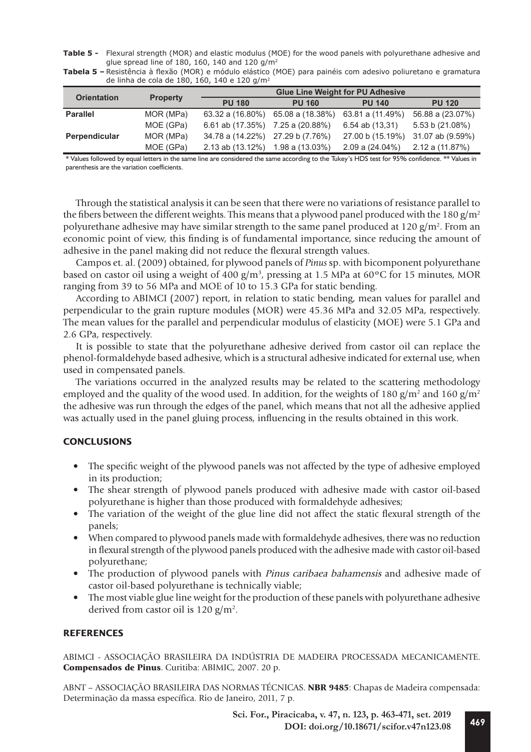**Table 5 -** Flexural strength (MOR) and elastic modulus (MOE) for the wood panels with polyurethane adhesive and glue spread line of 180, 160, 140 and 120 g/m²

**Tabela 5 –** Resistência à flexão (MOR) e módulo elástico (MOE) para painéis com adesivo poliuretano e gramatura de linha de cola de 180, 160, 140 e 120 g/m²

| Orientation | Property | Glue Line Weight for PU Adhesive | | | |
|---|---|---|---|---|---|
| | | PU 180 | PU 160 | PU 140 | PU 120 |
| **Parallel** | MOR (MPa) | 63.32 a (16.80%) | 65.08 a (18.38%) | 63.81 a (11.49%) | 56.88 a (23.07%) |
| | MOE (GPa) | 6.61 ab (17.35%) | 7.25 a (20.88%) | 6.54 ab (13,31) | 5.53 b (21.08%) |
| **Perpendicular** | MOR (MPa) | 34.78 a (14.22%) | 27.29 b (7.76%) | 27.00 b (15.19%) | 31.07 ab (9.59%) |
| | MOE (GPa) | 2.13 ab (13.12%) | 1.98 a (13.03%) | 2.09 a (24.04%) | 2.12 a (11.87%) |

\* Values followed by equal letters in the same line are considered the same according to the Tukey's HDS test for 95% confidence. ** Values in parenthesis are the variation coefficients.

Through the statistical analysis it can be seen that there were no variations of resistance parallel to the fibers between the different weights. This means that a plywood panel produced with the 180 g/m² polyurethane adhesive may have similar strength to the same panel produced at 120 g/m². From an economic point of view, this finding is of fundamental importance, since reducing the amount of adhesive in the panel making did not reduce the flexural strength values.

Campos et. al. (2009) obtained, for plywood panels of *Pinus* sp. with bicomponent polyurethane based on castor oil using a weight of 400 g/m³, pressing at 1.5 MPa at 60°C for 15 minutes, MOR ranging from 39 to 56 MPa and MOE of 10 to 15.3 GPa for static bending.

According to ABIMCI (2007) report, in relation to static bending, mean values for parallel and perpendicular to the grain rupture modules (MOR) were 45.36 MPa and 32.05 MPa, respectively. The mean values for the parallel and perpendicular modulus of elasticity (MOE) were 5.1 GPa and 2.6 GPa, respectively.

It is possible to state that the polyurethane adhesive derived from castor oil can replace the phenol-formaldehyde based adhesive, which is a structural adhesive indicated for external use, when used in compensated panels.

The variations occurred in the analyzed results may be related to the scattering methodology employed and the quality of the wood used. In addition, for the weights of 180 g/m² and 160 g/m² the adhesive was run through the edges of the panel, which means that not all the adhesive applied was actually used in the panel gluing process, influencing in the results obtained in this work.

## CONCLUSIONS

- The specific weight of the plywood panels was not affected by the type of adhesive employed in its production;
- The shear strength of plywood panels produced with adhesive made with castor oil-based polyurethane is higher than those produced with formaldehyde adhesives;
- The variation of the weight of the glue line did not affect the static flexural strength of the panels;
- When compared to plywood panels made with formaldehyde adhesives, there was no reduction in flexural strength of the plywood panels produced with the adhesive made with castor oil-based polyurethane;
- The production of plywood panels with *Pinus caribaea bahamensis* and adhesive made of castor oil-based polyurethane is technically viable;
- The most viable glue line weight for the production of these panels with polyurethane adhesive derived from castor oil is 120 g/m².

## REFERENCES

ABIMCI - ASSOCIAÇÃO BRASILEIRA DA INDÚSTRIA DE MADEIRA PROCESSADA MECANICAMENTE. **Compensados de Pinus**. Curitiba: ABIMIC, 2007. 20 p.

ABNT – ASSOCIAÇÃO BRASILEIRA DAS NORMAS TÉCNICAS. **NBR 9485**: Chapas de Madeira compensada: Determinação da massa específica. Rio de Janeiro, 2011, 7 p.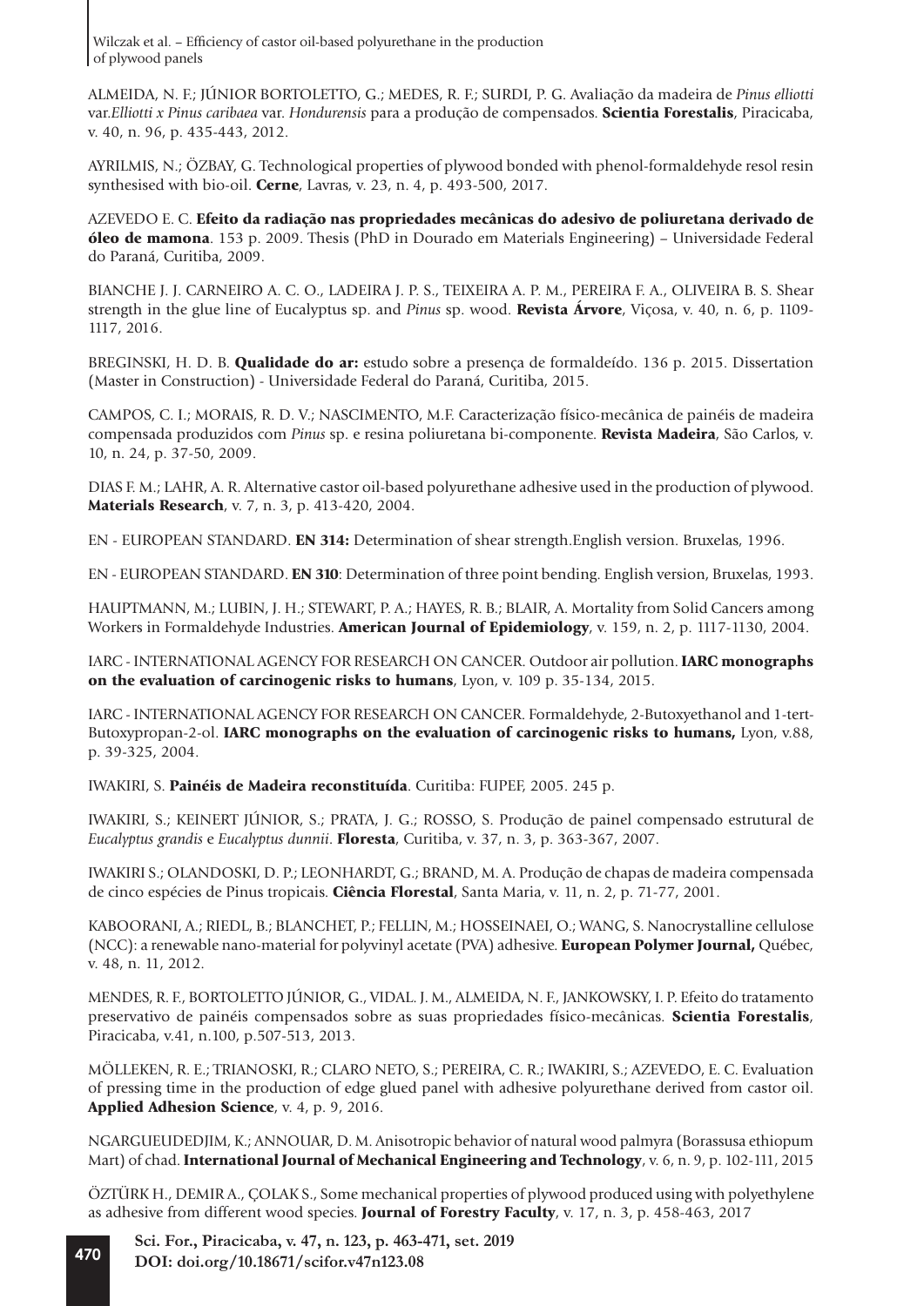ALMEIDA, N. F.; JÚNIOR BORTOLETTO, G.; MEDES, R. F.; SURDI, P. G. Avaliação da madeira de *Pinus elliotti* var.*Elliotti x Pinus caribaea* var. *Hondurensis* para a produção de compensados. **Scientia Forestalis**, Piracicaba, v. 40, n. 96, p. 435-443, 2012.

AYRILMIS, N.; ÖZBAY, G. Technological properties of plywood bonded with phenol-formaldehyde resol resin synthesised with bio-oil. **Cerne**, Lavras, v. 23, n. 4, p. 493-500, 2017.

AZEVEDO E. C. **Efeito da radiação nas propriedades mecânicas do adesivo de poliuretana derivado de óleo de mamona**. 153 p. 2009. Thesis (PhD in Dourado em Materials Engineering) – Universidade Federal do Paraná, Curitiba, 2009.

BIANCHE J. J. CARNEIRO A. C. O., LADEIRA J. P. S., TEIXEIRA A. P. M., PEREIRA F. A., OLIVEIRA B. S. Shear strength in the glue line of Eucalyptus sp. and *Pinus* sp. wood. **Revista Árvore**, Viçosa, v. 40, n. 6, p. 1109-1117, 2016.

BREGINSKI, H. D. B. **Qualidade do ar:** estudo sobre a presença de formaldeído. 136 p. 2015. Dissertation (Master in Construction) - Universidade Federal do Paraná, Curitiba, 2015.

CAMPOS, C. I.; MORAIS, R. D. V.; NASCIMENTO, M.F. Caracterização físico-mecânica de painéis de madeira compensada produzidos com *Pinus* sp. e resina poliuretana bi-componente. **Revista Madeira**, São Carlos, v. 10, n. 24, p. 37-50, 2009.

DIAS F. M.; LAHR, A. R. Alternative castor oil-based polyurethane adhesive used in the production of plywood. **Materials Research**, v. 7, n. 3, p. 413-420, 2004.

EN - EUROPEAN STANDARD. **EN 314:** Determination of shear strength.English version. Bruxelas, 1996.

EN - EUROPEAN STANDARD. **EN 310**: Determination of three point bending. English version, Bruxelas, 1993.

HAUPTMANN, M.; LUBIN, J. H.; STEWART, P. A.; HAYES, R. B.; BLAIR, A. Mortality from Solid Cancers among Workers in Formaldehyde Industries. **American Journal of Epidemiology**, v. 159, n. 2, p. 1117-1130, 2004.

IARC - INTERNATIONAL AGENCY FOR RESEARCH ON CANCER. Outdoor air pollution. **IARC monographs on the evaluation of carcinogenic risks to humans**, Lyon, v. 109 p. 35-134, 2015.

IARC - INTERNATIONAL AGENCY FOR RESEARCH ON CANCER. Formaldehyde, 2-Butoxyethanol and 1-tert-Butoxypropan-2-ol. **IARC monographs on the evaluation of carcinogenic risks to humans,** Lyon, v.88, p. 39-325, 2004.

IWAKIRI, S. **Painéis de Madeira reconstituída**. Curitiba: FUPEF, 2005. 245 p.

IWAKIRI, S.; KEINERT JÚNIOR, S.; PRATA, J. G.; ROSSO, S. Produção de painel compensado estrutural de *Eucalyptus grandis* e *Eucalyptus dunnii*. **Floresta**, Curitiba, v. 37, n. 3, p. 363-367, 2007.

IWAKIRI S.; OLANDOSKI, D. P.; LEONHARDT, G.; BRAND, M. A. Produção de chapas de madeira compensada de cinco espécies de Pinus tropicais. **Ciência Florestal**, Santa Maria, v. 11, n. 2, p. 71-77, 2001.

KABOORANI, A.; RIEDL, B.; BLANCHET, P.; FELLIN, M.; HOSSEINAEI, O.; WANG, S. Nanocrystalline cellulose (NCC): a renewable nano-material for polyvinyl acetate (PVA) adhesive. **European Polymer Journal,** Québec, v. 48, n. 11, 2012.

MENDES, R. F., BORTOLETTO JÚNIOR, G., VIDAL. J. M., ALMEIDA, N. F., JANKOWSKY, I. P. Efeito do tratamento preservativo de painéis compensados sobre as suas propriedades físico-mecânicas. **Scientia Forestalis**, Piracicaba, v.41, n.100, p.507-513, 2013.

MÖLLEKEN, R. E.; TRIANOSKI, R.; CLARO NETO, S.; PEREIRA, C. R.; IWAKIRI, S.; AZEVEDO, E. C. Evaluation of pressing time in the production of edge glued panel with adhesive polyurethane derived from castor oil. **Applied Adhesion Science**, v. 4, p. 9, 2016.

NGARGUEUDEDJIM, K.; ANNOUAR, D. M. Anisotropic behavior of natural wood palmyra (Borassusa ethiopum Mart) of chad. **International Journal of Mechanical Engineering and Technology**, v. 6, n. 9, p. 102-111, 2015

ÖZTÜRK H., DEMIR A., ÇOLAK S., Some mechanical properties of plywood produced using with polyethylene as adhesive from different wood species. **Journal of Forestry Faculty**, v. 17, n. 3, p. 458-463, 2017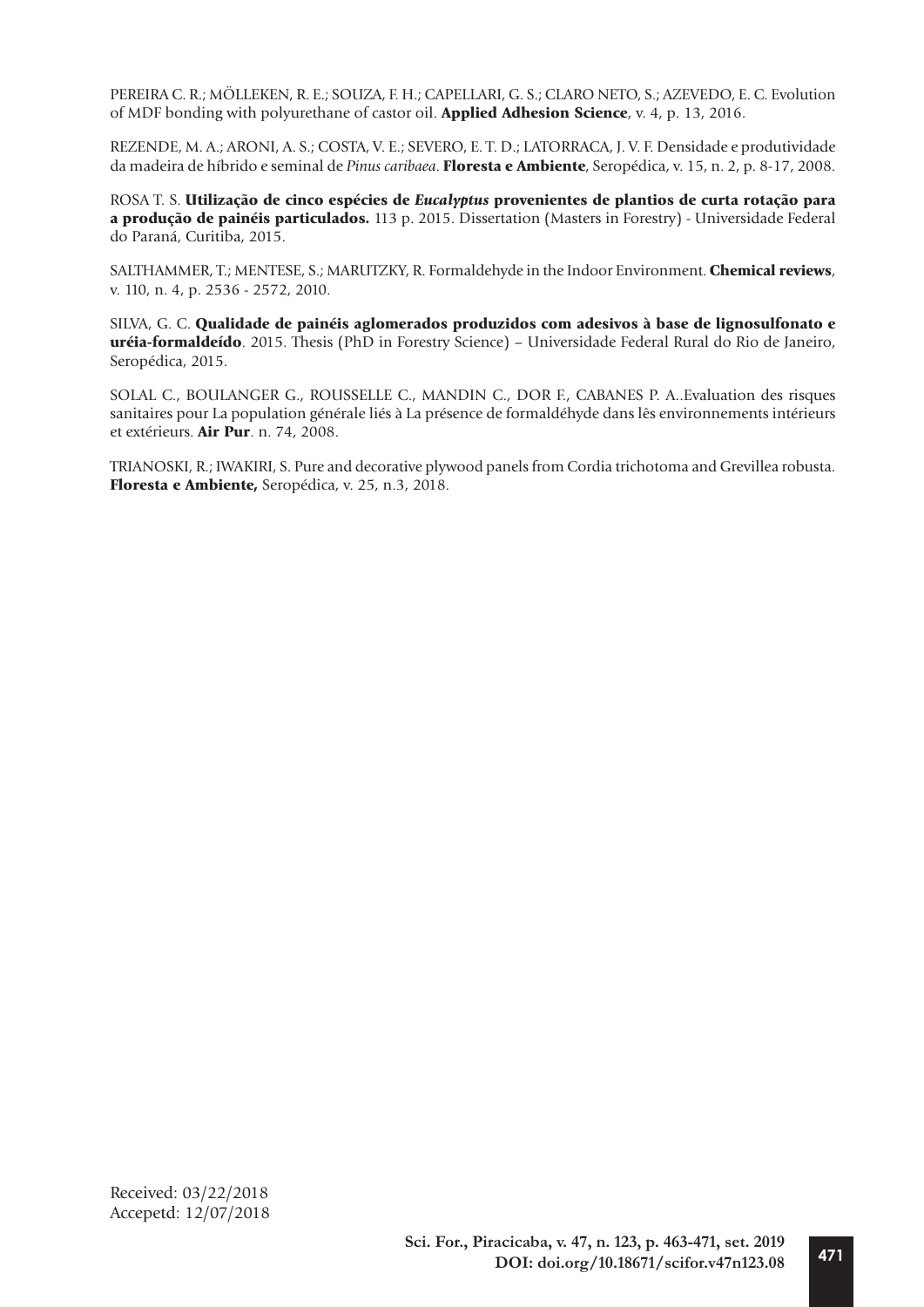PEREIRA C. R.; MÖLLEKEN, R. E.; SOUZA, F. H.; CAPELLARI, G. S.; CLARO NETO, S.; AZEVEDO, E. C. Evolution of MDF bonding with polyurethane of castor oil. **Applied Adhesion Science**, v. 4, p. 13, 2016.

REZENDE, M. A.; ARONI, A. S.; COSTA, V. E.; SEVERO, E. T. D.; LATORRACA, J. V. F. Densidade e produtividade da madeira de híbrido e seminal de *Pinus caribaea*. **Floresta e Ambiente**, Seropédica, v. 15, n. 2, p. 8-17, 2008.

ROSA T. S. **Utilização de cinco espécies de *Eucalyptus* provenientes de plantios de curta rotação para a produção de painéis particulados.** 113 p. 2015. Dissertation (Masters in Forestry) - Universidade Federal do Paraná, Curitiba, 2015.

SALTHAMMER, T.; MENTESE, S.; MARUTZKY, R. Formaldehyde in the Indoor Environment. **Chemical reviews**, v. 110, n. 4, p. 2536 - 2572, 2010.

SILVA, G. C. **Qualidade de painéis aglomerados produzidos com adesivos à base de lignosulfonato e uréia-formaldeído**. 2015. Thesis (PhD in Forestry Science) – Universidade Federal Rural do Rio de Janeiro, Seropédica, 2015.

SOLAL C., BOULANGER G., ROUSSELLE C., MANDIN C., DOR F., CABANES P. A..Evaluation des risques sanitaires pour La population générale liés à La présence de formaldéhyde dans lês environnements intérieurs et extérieurs. **Air Pur**. n. 74, 2008.

TRIANOSKI, R.; IWAKIRI, S. Pure and decorative plywood panels from Cordia trichotoma and Grevillea robusta. **Floresta e Ambiente,** Seropédica, v. 25, n.3, 2018.

Received: 03/22/2018
Accepetd: 12/07/2018